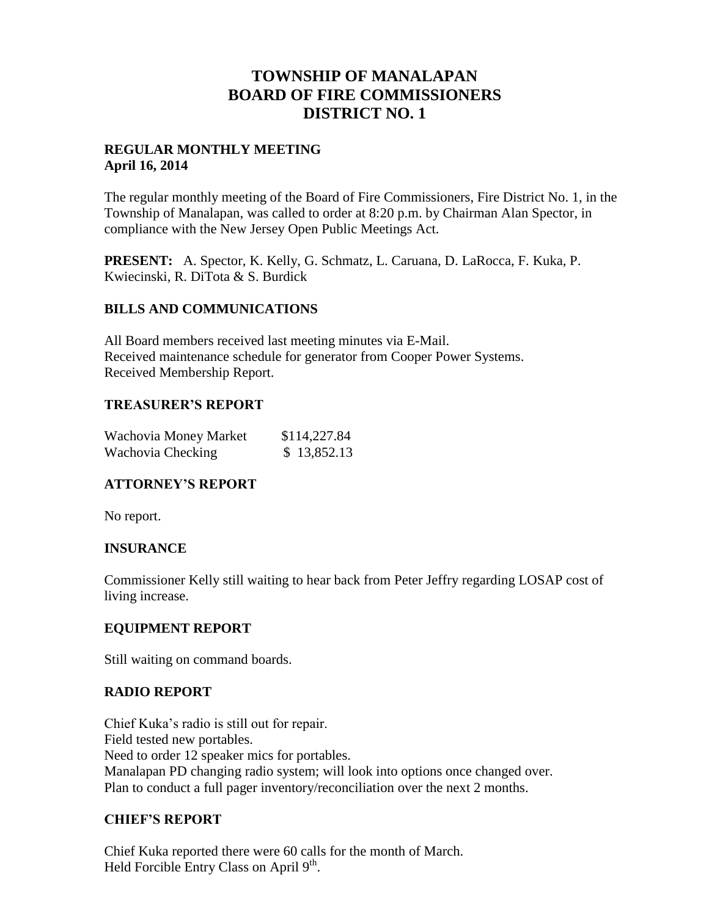# TOWNSHIP OF MANALAPAN
# BOARD OF FIRE COMMISSIONERS
# DISTRICT NO. 1

**REGULAR MONTHLY MEETING**
**April 16, 2014**

The regular monthly meeting of the Board of Fire Commissioners, Fire District No. 1, in the Township of Manalapan, was called to order at 8:20 p.m. by Chairman Alan Spector, in compliance with the New Jersey Open Public Meetings Act.

**PRESENT:** A. Spector, K. Kelly, G. Schmatz, L. Caruana, D. LaRocca, F. Kuka, P. Kwiecinski, R. DiTota & S. Burdick

## BILLS AND COMMUNICATIONS

All Board members received last meeting minutes via E-Mail.
Received maintenance schedule for generator from Cooper Power Systems.
Received Membership Report.

## TREASURER'S REPORT

| | |
|---|---|
| Wachovia Money Market | $114,227.84 |
| Wachovia Checking | $ 13,852.13 |

## ATTORNEY'S REPORT

No report.

## INSURANCE

Commissioner Kelly still waiting to hear back from Peter Jeffry regarding LOSAP cost of living increase.

## EQUIPMENT REPORT

Still waiting on command boards.

## RADIO REPORT

Chief Kuka's radio is still out for repair.
Field tested new portables.
Need to order 12 speaker mics for portables.
Manalapan PD changing radio system; will look into options once changed over.
Plan to conduct a full pager inventory/reconciliation over the next 2 months.

## CHIEF'S REPORT

Chief Kuka reported there were 60 calls for the month of March.
Held Forcible Entry Class on April 9th.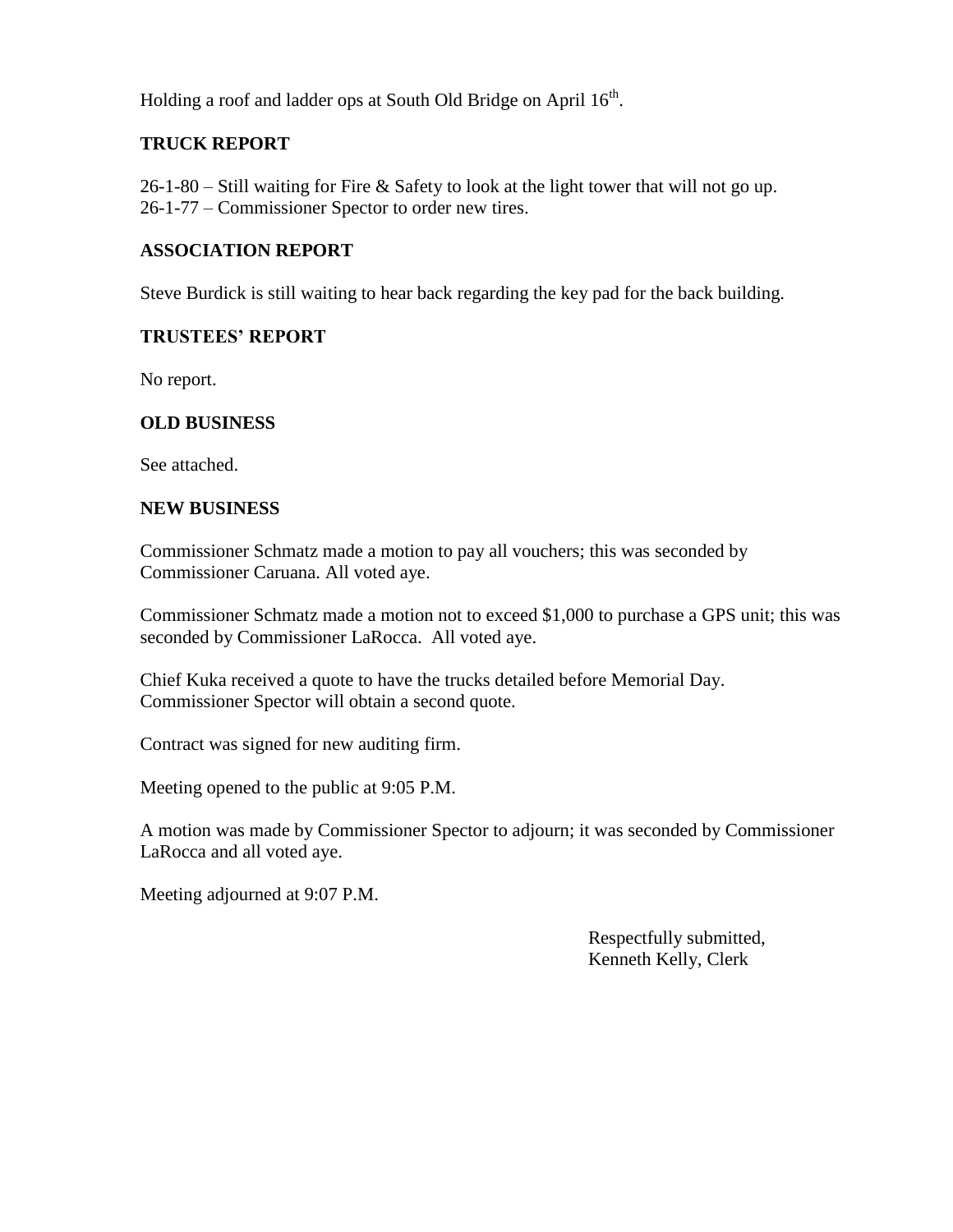Holding a roof and ladder ops at South Old Bridge on April 16th.

## TRUCK REPORT

26-1-80 – Still waiting for Fire & Safety to look at the light tower that will not go up.
26-1-77 – Commissioner Spector to order new tires.

## ASSOCIATION REPORT

Steve Burdick is still waiting to hear back regarding the key pad for the back building.

## TRUSTEES' REPORT

No report.

## OLD BUSINESS

See attached.

## NEW BUSINESS

Commissioner Schmatz made a motion to pay all vouchers; this was seconded by Commissioner Caruana. All voted aye.

Commissioner Schmatz made a motion not to exceed $1,000 to purchase a GPS unit; this was seconded by Commissioner LaRocca. All voted aye.

Chief Kuka received a quote to have the trucks detailed before Memorial Day. Commissioner Spector will obtain a second quote.

Contract was signed for new auditing firm.

Meeting opened to the public at 9:05 P.M.

A motion was made by Commissioner Spector to adjourn; it was seconded by Commissioner LaRocca and all voted aye.

Meeting adjourned at 9:07 P.M.

Respectfully submitted,
Kenneth Kelly, Clerk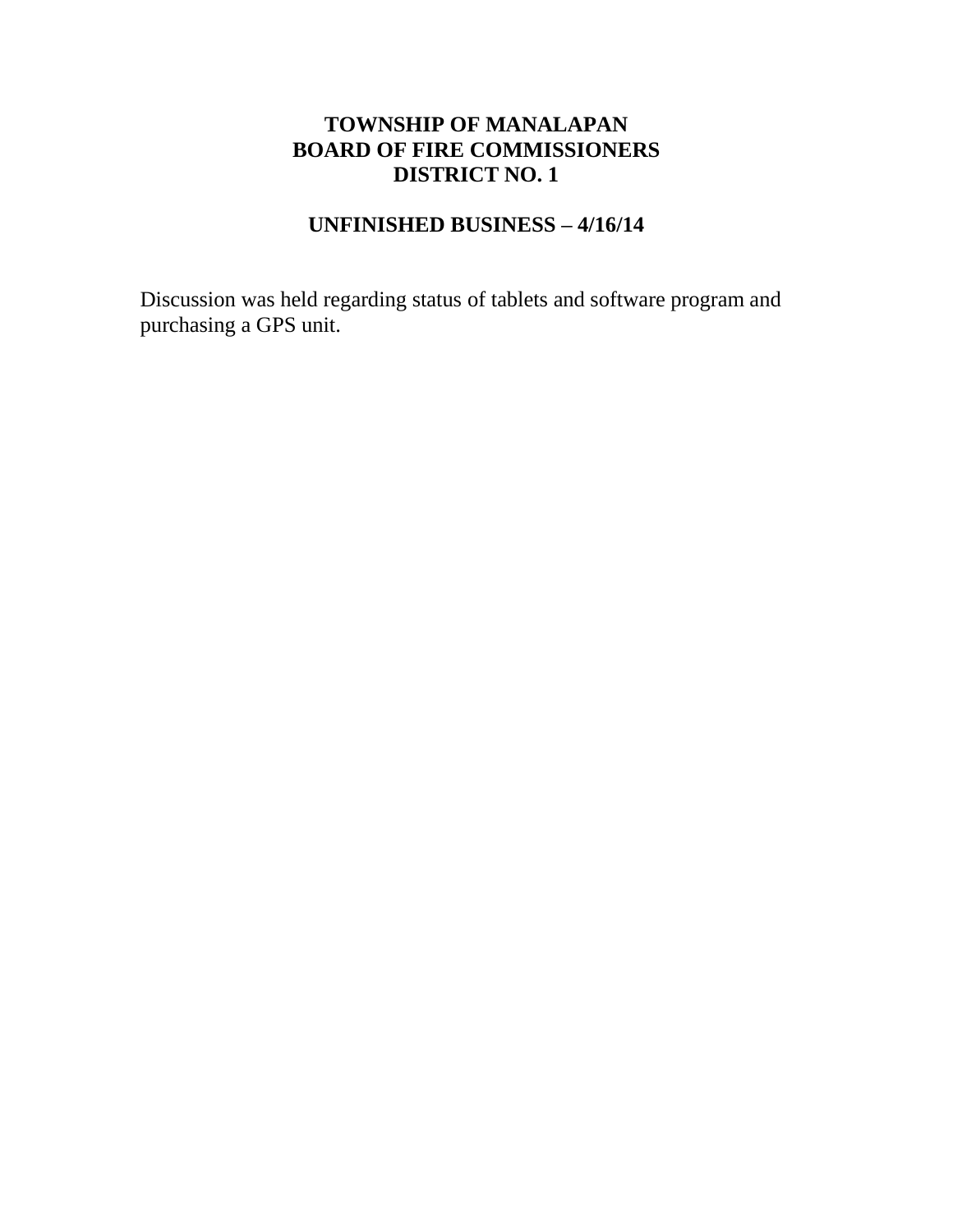**TOWNSHIP OF MANALAPAN**
**BOARD OF FIRE COMMISSIONERS**
**DISTRICT NO. 1**

**UNFINISHED BUSINESS – 4/16/14**

Discussion was held regarding status of tablets and software program and purchasing a GPS unit.